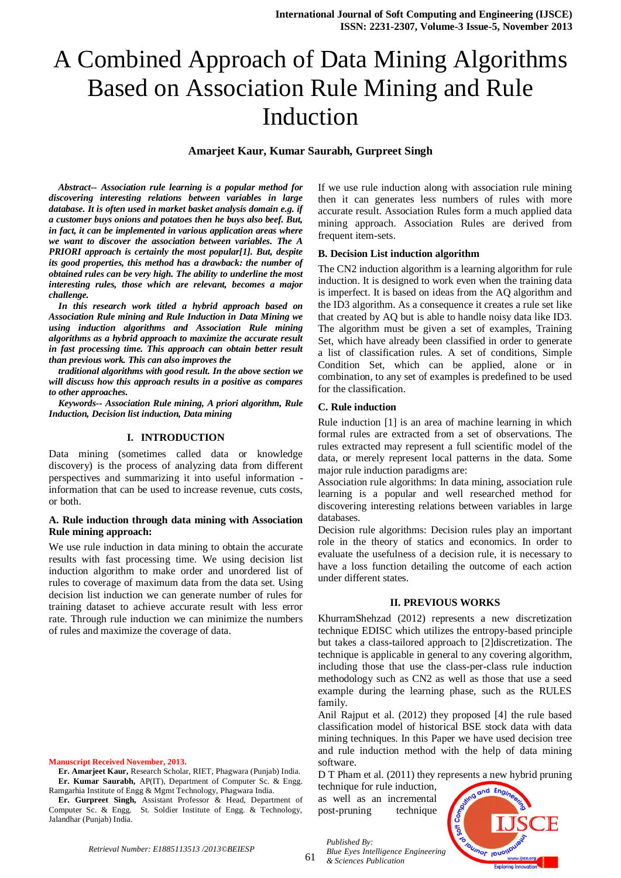# A Combined Approach of Data Mining Algorithms Based on Association Rule Mining and Rule Induction

**Amarjeet Kaur, Kumar Saurabh, Gurpreet Singh**

***Abstract-- Association rule learning is a popular method for discovering interesting relations between variables in large database. It is often used in market basket analysis domain e.g. if a customer buys onions and potatoes then he buys also beef. But, in fact, it can be implemented in various application areas where we want to discover the association between variables. The A PRIORI approach is certainly the most popular[1]. But, despite its good properties, this method has a drawback: the number of obtained rules can be very high. The ability to underline the most interesting rules, those which are relevant, becomes a major challenge.***

***In this research work titled a hybrid approach based on Association Rule mining and Rule Induction in Data Mining we using induction algorithms and Association Rule mining algorithms as a hybrid approach to maximize the accurate result in fast processing time. This approach can obtain better result than previous work. This can also improves the***

***traditional algorithms with good result. In the above section we will discuss how this approach results in a positive as compares to other approaches.***

***Keywords-- Association Rule mining, A priori algorithm, Rule Induction, Decision list induction, Data mining***

## I. INTRODUCTION

Data mining (sometimes called data or knowledge discovery) is the process of analyzing data from different perspectives and summarizing it into useful information - information that can be used to increase revenue, cuts costs, or both.

### A. Rule induction through data mining with Association Rule mining approach:

We use rule induction in data mining to obtain the accurate results with fast processing time. We using decision list induction algorithm to make order and unordered list of rules to coverage of maximum data from the data set. Using decision list induction we can generate number of rules for training dataset to achieve accurate result with less error rate. Through rule induction we can minimize the numbers of rules and maximize the coverage of data.

**Manuscript Received November, 2013.**

**Er. Amarjeet Kaur,** Research Scholar, RIET, Phagwara (Punjab) India.

**Er. Kumar Saurabh,** AP(IT), Department of Computer Sc. & Engg. Ramgarhia Institute of Engg & Mgmt Technology, Phagwara India.

**Er. Gurpreet Singh,** Assistant Professor & Head, Department of Computer Sc. & Engg. St. Soldier Institute of Engg. & Technology, Jalandhar (Punjab) India.

If we use rule induction along with association rule mining then it can generates less numbers of rules with more accurate result. Association Rules form a much applied data mining approach. Association Rules are derived from frequent item-sets.

### B. Decision List induction algorithm

The CN2 induction algorithm is a learning algorithm for rule induction. It is designed to work even when the training data is imperfect. It is based on ideas from the AQ algorithm and the ID3 algorithm. As a consequence it creates a rule set like that created by AQ but is able to handle noisy data like ID3. The algorithm must be given a set of examples, Training Set, which have already been classified in order to generate a list of classification rules. A set of conditions, Simple Condition Set, which can be applied, alone or in combination, to any set of examples is predefined to be used for the classification.

### C. Rule induction

Rule induction [1] is an area of machine learning in which formal rules are extracted from a set of observations. The rules extracted may represent a full scientific model of the data, or merely represent local patterns in the data. Some major rule induction paradigms are:

Association rule algorithms: In data mining, association rule learning is a popular and well researched method for discovering interesting relations between variables in large databases.

Decision rule algorithms: Decision rules play an important role in the theory of statics and economics. In order to evaluate the usefulness of a decision rule, it is necessary to have a loss function detailing the outcome of each action under different states.

## II. PREVIOUS WORKS

KhurramShehzad (2012) represents a new discretization technique EDISC which utilizes the entropy-based principle but takes a class-tailored approach to [2]discretization. The technique is applicable in general to any covering algorithm, including those that use the class-per-class rule induction methodology such as CN2 as well as those that use a seed example during the learning phase, such as the RULES family.

Anil Rajput et al. (2012) they proposed [4] the rule based classification model of historical BSE stock data with data mining techniques. In this Paper we have used decision tree and rule induction method with the help of data mining software.

D T Pham et al. (2011) they represents a new hybrid pruning technique for rule induction, as well as an incremental post-pruning technique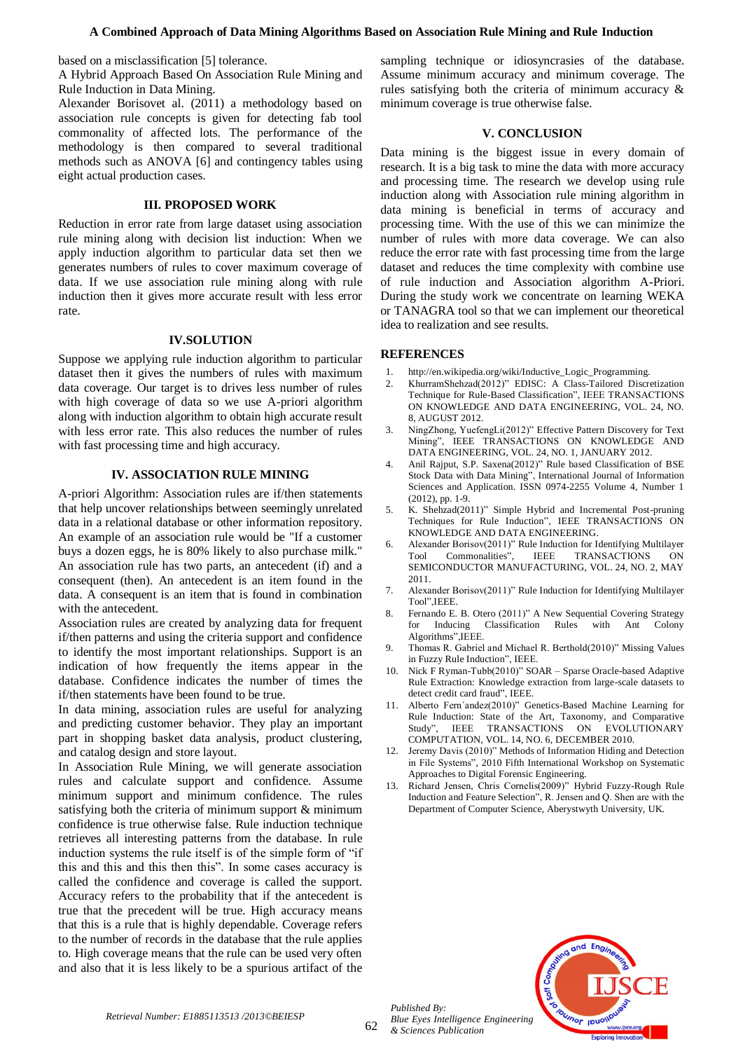based on a misclassification [5] tolerance.

A Hybrid Approach Based On Association Rule Mining and Rule Induction in Data Mining.

Alexander Borisovet al. (2011) a methodology based on association rule concepts is given for detecting fab tool commonality of affected lots. The performance of the methodology is then compared to several traditional methods such as ANOVA [6] and contingency tables using eight actual production cases.

## III. PROPOSED WORK

Reduction in error rate from large dataset using association rule mining along with decision list induction: When we apply induction algorithm to particular data set then we generates numbers of rules to cover maximum coverage of data. If we use association rule mining along with rule induction then it gives more accurate result with less error rate.

## IV.SOLUTION

Suppose we applying rule induction algorithm to particular dataset then it gives the numbers of rules with maximum data coverage. Our target is to drives less number of rules with high coverage of data so we use A-priori algorithm along with induction algorithm to obtain high accurate result with less error rate. This also reduces the number of rules with fast processing time and high accuracy.

## IV. ASSOCIATION RULE MINING

A-priori Algorithm: Association rules are if/then statements that help uncover relationships between seemingly unrelated data in a relational database or other information repository. An example of an association rule would be "If a customer buys a dozen eggs, he is 80% likely to also purchase milk." An association rule has two parts, an antecedent (if) and a consequent (then). An antecedent is an item found in the data. A consequent is an item that is found in combination with the antecedent.

Association rules are created by analyzing data for frequent if/then patterns and using the criteria support and confidence to identify the most important relationships. Support is an indication of how frequently the items appear in the database. Confidence indicates the number of times the if/then statements have been found to be true.

In data mining, association rules are useful for analyzing and predicting customer behavior. They play an important part in shopping basket data analysis, product clustering, and catalog design and store layout.

In Association Rule Mining, we will generate association rules and calculate support and confidence. Assume minimum support and minimum confidence. The rules satisfying both the criteria of minimum support & minimum confidence is true otherwise false. Rule induction technique retrieves all interesting patterns from the database. In rule induction systems the rule itself is of the simple form of "if this and this and this then this". In some cases accuracy is called the confidence and coverage is called the support. Accuracy refers to the probability that if the antecedent is true that the precedent will be true. High accuracy means that this is a rule that is highly dependable. Coverage refers to the number of records in the database that the rule applies to. High coverage means that the rule can be used very often and also that it is less likely to be a spurious artifact of the sampling technique or idiosyncrasies of the database. Assume minimum accuracy and minimum coverage. The rules satisfying both the criteria of minimum accuracy & minimum coverage is true otherwise false.

## V. CONCLUSION

Data mining is the biggest issue in every domain of research. It is a big task to mine the data with more accuracy and processing time. The research we develop using rule induction along with Association rule mining algorithm in data mining is beneficial in terms of accuracy and processing time. With the use of this we can minimize the number of rules with more data coverage. We can also reduce the error rate with fast processing time from the large dataset and reduces the time complexity with combine use of rule induction and Association algorithm A-Priori. During the study work we concentrate on learning WEKA or TANAGRA tool so that we can implement our theoretical idea to realization and see results.

## REFERENCES

1. http://en.wikipedia.org/wiki/Inductive_Logic_Programming.
2. KhurramShehzad(2012)" EDISC: A Class-Tailored Discretization Technique for Rule-Based Classification", IEEE TRANSACTIONS ON KNOWLEDGE AND DATA ENGINEERING, VOL. 24, NO. 8, AUGUST 2012.
3. NingZhong, YuefengLi(2012)" Effective Pattern Discovery for Text Mining", IEEE TRANSACTIONS ON KNOWLEDGE AND DATA ENGINEERING, VOL. 24, NO. 1, JANUARY 2012.
4. Anil Rajput, S.P. Saxena(2012)" Rule based Classification of BSE Stock Data with Data Mining", International Journal of Information Sciences and Application. ISSN 0974-2255 Volume 4, Number 1 (2012), pp. 1-9.
5. K. Shehzad(2011)" Simple Hybrid and Incremental Post-pruning Techniques for Rule Induction", IEEE TRANSACTIONS ON KNOWLEDGE AND DATA ENGINEERING.
6. Alexander Borisov(2011)" Rule Induction for Identifying Multilayer Tool Commonalities", IEEE TRANSACTIONS ON SEMICONDUCTOR MANUFACTURING, VOL. 24, NO. 2, MAY 2011.
7. Alexander Borisov(2011)" Rule Induction for Identifying Multilayer Tool",IEEE.
8. Fernando E. B. Otero (2011)" A New Sequential Covering Strategy for Inducing Classification Rules with Ant Colony Algorithms",IEEE.
9. Thomas R. Gabriel and Michael R. Berthold(2010)" Missing Values in Fuzzy Rule Induction", IEEE.
10. Nick F Ryman-Tubb(2010)" SOAR – Sparse Oracle-based Adaptive Rule Extraction: Knowledge extraction from large-scale datasets to detect credit card fraud", IEEE.
11. Alberto Fern´andez(2010)" Genetics-Based Machine Learning for Rule Induction: State of the Art, Taxonomy, and Comparative Study", IEEE TRANSACTIONS ON EVOLUTIONARY COMPUTATION, VOL. 14, NO. 6, DECEMBER 2010.
12. Jeremy Davis (2010)" Methods of Information Hiding and Detection in File Systems", 2010 Fifth International Workshop on Systematic Approaches to Digital Forensic Engineering.
13. Richard Jensen, Chris Cornelis(2009)" Hybrid Fuzzy-Rough Rule Induction and Feature Selection", R. Jensen and Q. Shen are with the Department of Computer Science, Aberystwyth University, UK.